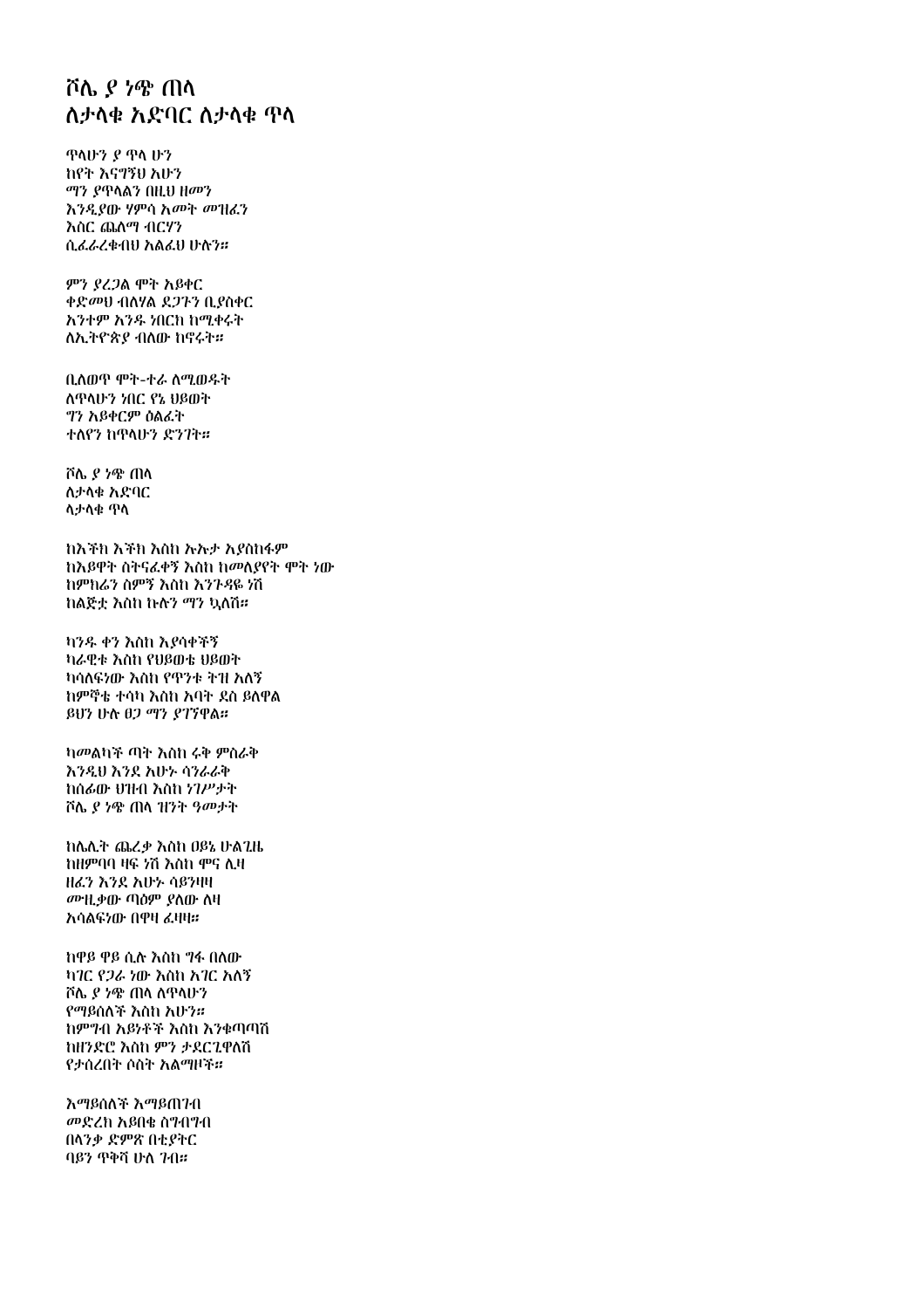# ሾሌ ያ ነጭ ጠላ
# ለታላቁ አድባር ለታላቁ ጥላ

ጥላሁን ያ ጥላ ሁን
ከየት እናገኝህ አሁን
ማን ያጥላልን በዚህ ዘመን
እንዲያው ሃምሳ አመት መዝፈን
እስር ጨለማ ብርሃን
ሲፈራረቁብህ አልፈህ ሁሉን።

ምን ያረጋል ሞት አይቀር
ቀድመህ ብለሃል ደጋጉን ቢያስቀር
አንተም አንዱ ነበርክ ከሚቀሩት
ለኢትዮጵያ ብለው ከኖሩት።

ቢለወጥ ሞት-ተራ ለሚወዱት
ለጥላሁን ነበር የኔ ህይወት
ግን አይቀርም ዕልፈት
ተለየን ከጥላሁን ድንገት።

ሾሌ ያ ነጭ ጠላ
ለታላቁ አድባር
ላታላቁ ጥላ

ከእቸኩ እቸኩ እስከ ኡኡታ አያስከፋም
ከአይዋት ስትናፈቀኝ እስከ ከመለያየት ሞት ነው
ከምክሬን ስምኝ እስከ እንጉዳዬ ነሽ
ከልጅቷ እስከ ኩሉን ማን ኳለሽ።

ካንዱ ቀን እስከ እያሳቀችኝ
ካራዊቱ እስከ የህይወቴ ህይወት
ካሳለፍነው እስከ የጥንቱ ትዝ አለኝ
ከምኞቴ ተሳካ እስከ አባት ደስ ይለዋል
ይህን ሁሉ ፀጋ ማን ያገኘዋል።

ካመልካች ጣት እስከ ሩቅ ምስራቅ
እንዲህ እንደ አሁኑ ሳንራራቅ
ከሰፊው ህዝብ እስከ ነገሥታት
ሾሌ ያ ነጭ ጠላ ዝንት ዓመታት

ከሌሊት ጨረቃ እስከ ዐይኔ ሁልጊዜ
ከዘምባባ ዛፍ ነሽ እስከ ሞና ሊዛ
ዘፈን እንደ አሁኑ ሳይንዛዛ
ሙዚቃው ጣዕም ያለው ለዛ
አሳልፍነው በዋዛ ፈዛዛ።

ከዋይ ዋይ ሲሉ እስከ ግፋ በለው
ካገር የጋራ ነው እስከ አገር አለኝ
ሾሌ ያ ነጭ ጠላ ለጥላሁን
የማይሰለች እስከ አሁን።
ከምግብ አይነቶች እስከ እንቁጣጣሽ
ከዘንድሮ እስከ ምን ታደርጊዋለሽ
የታሰረበት ሶስት አልማዞች።

አማይሰለች አማይጠገብ
መድረክ አይበቄ ስግብግብ
በላንቃ ድምጽ በቲያትር
ባይን ጥቅሻ ሁሉ ገብ።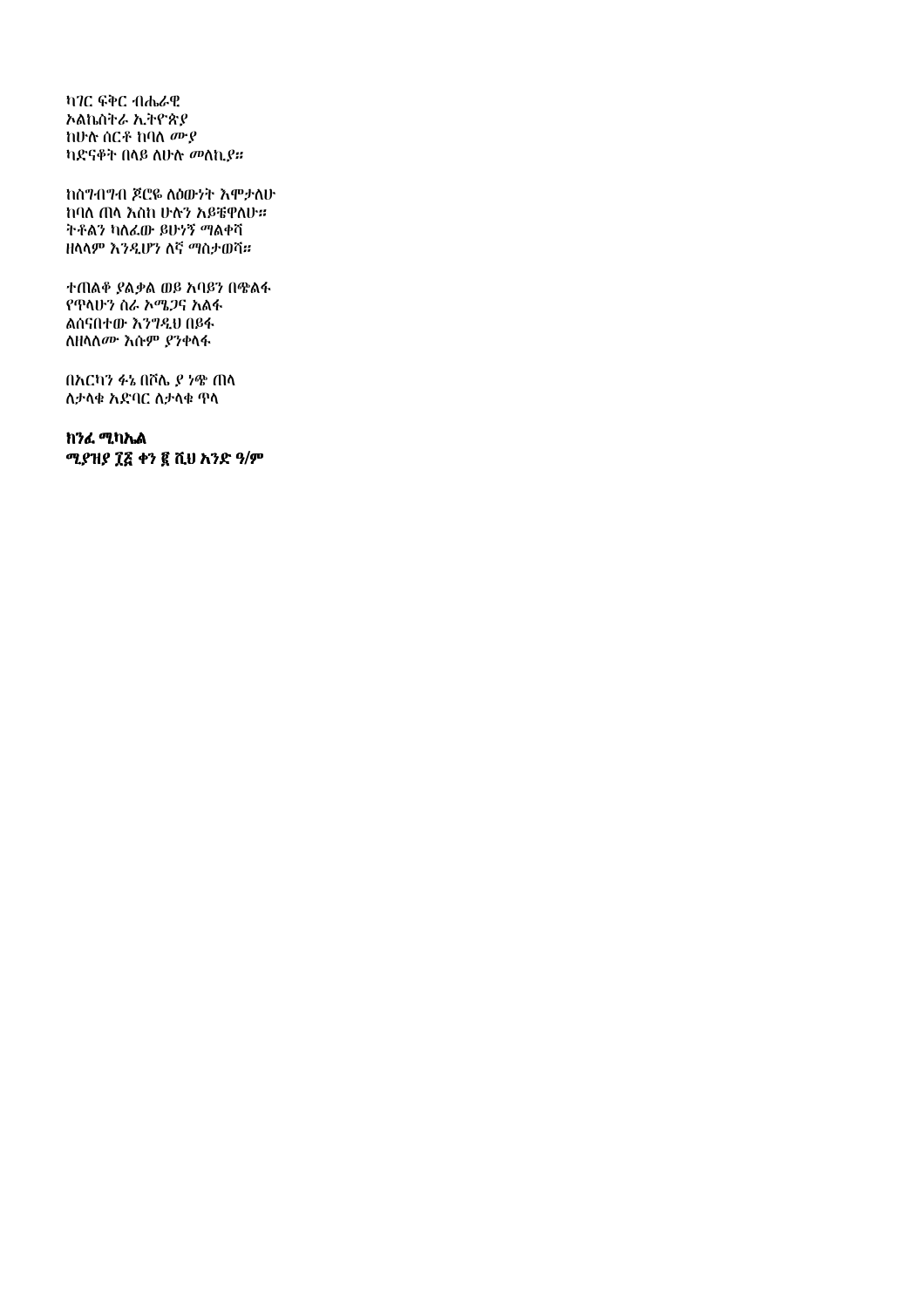ካገር ፍቅር ብሔራዊ
ኦልኬስትራ ኢትዮጵያ
ከሁሉ ሰርቶ ከባለ ሙያ
ካድናቆት በላይ ለሁሉ መለኪያ።

ከስግብግብ ጆሮዬ ለዕውነት እሞታለሁ
ከባለ ጠላ እስከ ሁሉን አይቼዋለሁ።
ትቶልን ካለፈው ይሁነኝ ማልቀሻ
ዘላላም እንዲሆን ለኛ ማስታወሻ።

ተጠልቶ ያልቃል ወይ አባይን በጭልፋ
የጥላሁን ስራ ኦሜጋና አልፋ
ልሰናበተው እንግዲህ በይፋ
ለዘላለሙ እሱም ያንቀላፋ

በአርካን ፋኔ በሾሌ ያ ነጭ ጠላ
ለታላቁ አድባር ለታላቁ ጥላ

**ከንፈ ሚካኤል**
**ሚያዝያ ፲፭ ቀን ፪ ሺህ አንድ ዓ/ም**